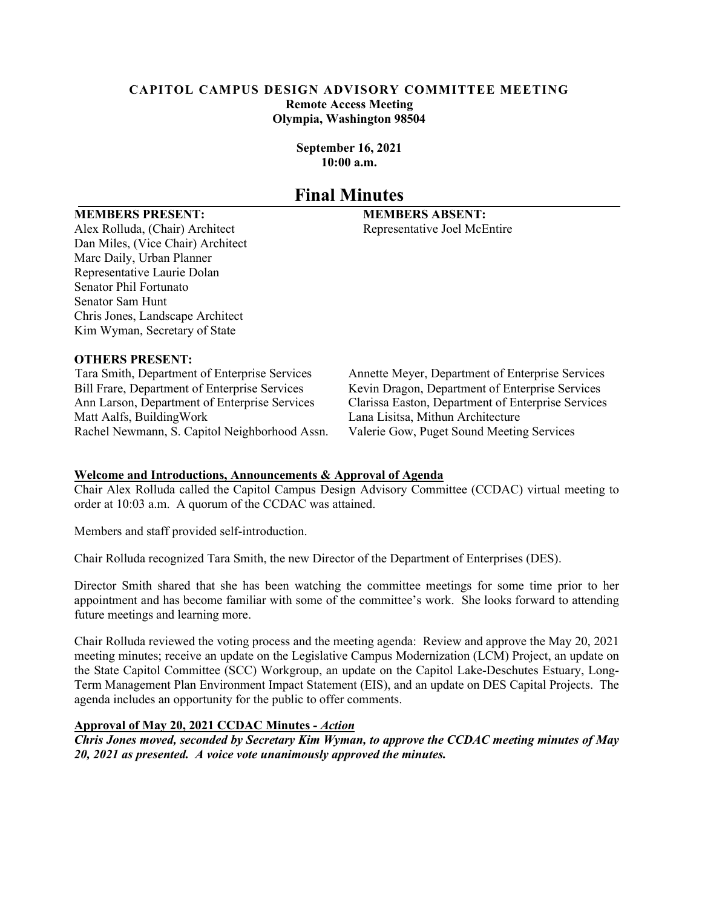# CAPITOL CAMPUS DESIGN ADVISORY COMMITTEE MEETING

**Remote Access Meeting**
**Olympia, Washington 98504**

**September 16, 2021**
**10:00 a.m.**

## Final Minutes

**MEMBERS PRESENT:**

Alex Rolluda, (Chair) Architect
Dan Miles, (Vice Chair) Architect
Marc Daily, Urban Planner
Representative Laurie Dolan
Senator Phil Fortunato
Senator Sam Hunt
Chris Jones, Landscape Architect
Kim Wyman, Secretary of State

**MEMBERS ABSENT:**

Representative Joel McEntire

**OTHERS PRESENT:**

Tara Smith, Department of Enterprise Services
Bill Frare, Department of Enterprise Services
Ann Larson, Department of Enterprise Services
Matt Aalfs, BuildingWork
Rachel Newmann, S. Capitol Neighborhood Assn.
Annette Meyer, Department of Enterprise Services
Kevin Dragon, Department of Enterprise Services
Clarissa Easton, Department of Enterprise Services
Lana Lisitsa, Mithun Architecture
Valerie Gow, Puget Sound Meeting Services

**Welcome and Introductions, Announcements & Approval of Agenda**

Chair Alex Rolluda called the Capitol Campus Design Advisory Committee (CCDAC) virtual meeting to order at 10:03 a.m. A quorum of the CCDAC was attained.

Members and staff provided self-introduction.

Chair Rolluda recognized Tara Smith, the new Director of the Department of Enterprises (DES).

Director Smith shared that she has been watching the committee meetings for some time prior to her appointment and has become familiar with some of the committee's work. She looks forward to attending future meetings and learning more.

Chair Rolluda reviewed the voting process and the meeting agenda: Review and approve the May 20, 2021 meeting minutes; receive an update on the Legislative Campus Modernization (LCM) Project, an update on the State Capitol Committee (SCC) Workgroup, an update on the Capitol Lake-Deschutes Estuary, Long-Term Management Plan Environment Impact Statement (EIS), and an update on DES Capital Projects. The agenda includes an opportunity for the public to offer comments.

**Approval of May 20, 2021 CCDAC Minutes -** ***Action***

***Chris Jones moved, seconded by Secretary Kim Wyman, to approve the CCDAC meeting minutes of May 20, 2021 as presented. A voice vote unanimously approved the minutes.***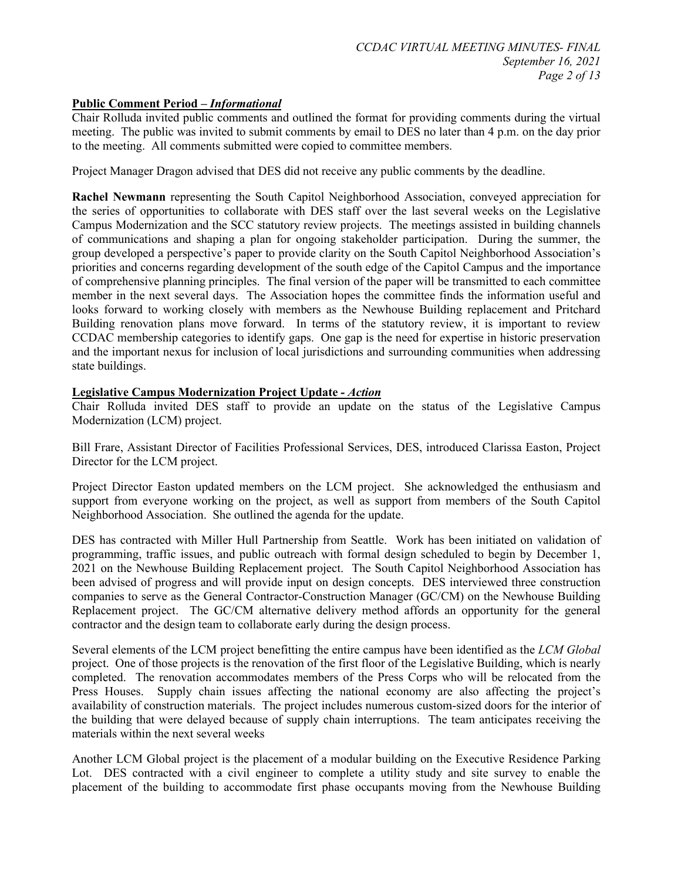**Public Comment Period – *Informational***

Chair Rolluda invited public comments and outlined the format for providing comments during the virtual meeting. The public was invited to submit comments by email to DES no later than 4 p.m. on the day prior to the meeting. All comments submitted were copied to committee members.

Project Manager Dragon advised that DES did not receive any public comments by the deadline.

**Rachel Newmann** representing the South Capitol Neighborhood Association, conveyed appreciation for the series of opportunities to collaborate with DES staff over the last several weeks on the Legislative Campus Modernization and the SCC statutory review projects. The meetings assisted in building channels of communications and shaping a plan for ongoing stakeholder participation. During the summer, the group developed a perspective's paper to provide clarity on the South Capitol Neighborhood Association's priorities and concerns regarding development of the south edge of the Capitol Campus and the importance of comprehensive planning principles. The final version of the paper will be transmitted to each committee member in the next several days. The Association hopes the committee finds the information useful and looks forward to working closely with members as the Newhouse Building replacement and Pritchard Building renovation plans move forward. In terms of the statutory review, it is important to review CCDAC membership categories to identify gaps. One gap is the need for expertise in historic preservation and the important nexus for inclusion of local jurisdictions and surrounding communities when addressing state buildings.

**Legislative Campus Modernization Project Update - *Action***

Chair Rolluda invited DES staff to provide an update on the status of the Legislative Campus Modernization (LCM) project.

Bill Frare, Assistant Director of Facilities Professional Services, DES, introduced Clarissa Easton, Project Director for the LCM project.

Project Director Easton updated members on the LCM project. She acknowledged the enthusiasm and support from everyone working on the project, as well as support from members of the South Capitol Neighborhood Association. She outlined the agenda for the update.

DES has contracted with Miller Hull Partnership from Seattle. Work has been initiated on validation of programming, traffic issues, and public outreach with formal design scheduled to begin by December 1, 2021 on the Newhouse Building Replacement project. The South Capitol Neighborhood Association has been advised of progress and will provide input on design concepts. DES interviewed three construction companies to serve as the General Contractor-Construction Manager (GC/CM) on the Newhouse Building Replacement project. The GC/CM alternative delivery method affords an opportunity for the general contractor and the design team to collaborate early during the design process.

Several elements of the LCM project benefitting the entire campus have been identified as the *LCM Global* project. One of those projects is the renovation of the first floor of the Legislative Building, which is nearly completed. The renovation accommodates members of the Press Corps who will be relocated from the Press Houses. Supply chain issues affecting the national economy are also affecting the project's availability of construction materials. The project includes numerous custom-sized doors for the interior of the building that were delayed because of supply chain interruptions. The team anticipates receiving the materials within the next several weeks

Another LCM Global project is the placement of a modular building on the Executive Residence Parking Lot. DES contracted with a civil engineer to complete a utility study and site survey to enable the placement of the building to accommodate first phase occupants moving from the Newhouse Building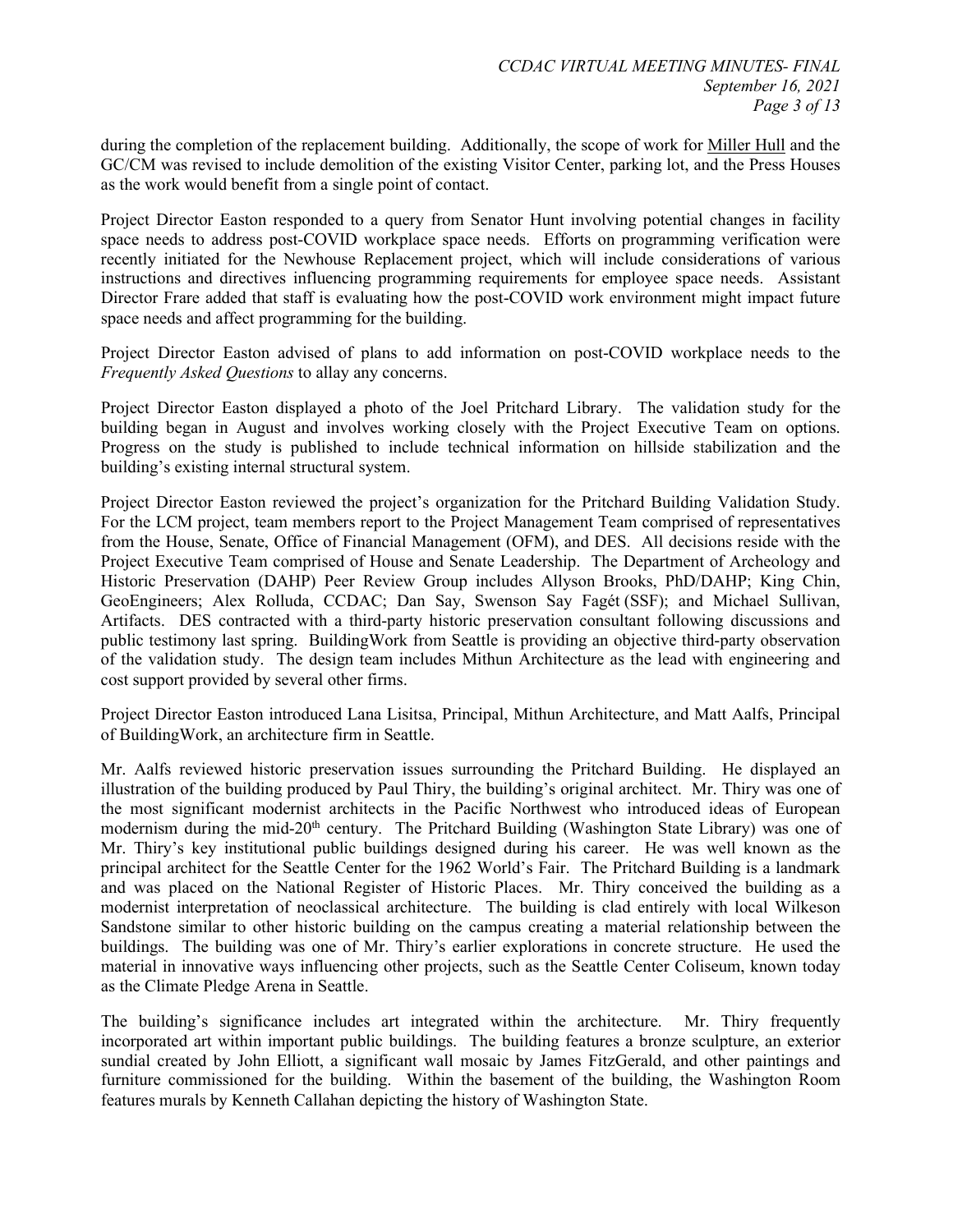during the completion of the replacement building. Additionally, the scope of work for Miller Hull and the GC/CM was revised to include demolition of the existing Visitor Center, parking lot, and the Press Houses as the work would benefit from a single point of contact.

Project Director Easton responded to a query from Senator Hunt involving potential changes in facility space needs to address post-COVID workplace space needs. Efforts on programming verification were recently initiated for the Newhouse Replacement project, which will include considerations of various instructions and directives influencing programming requirements for employee space needs. Assistant Director Frare added that staff is evaluating how the post-COVID work environment might impact future space needs and affect programming for the building.

Project Director Easton advised of plans to add information on post-COVID workplace needs to the *Frequently Asked Questions* to allay any concerns.

Project Director Easton displayed a photo of the Joel Pritchard Library. The validation study for the building began in August and involves working closely with the Project Executive Team on options. Progress on the study is published to include technical information on hillside stabilization and the building's existing internal structural system.

Project Director Easton reviewed the project's organization for the Pritchard Building Validation Study. For the LCM project, team members report to the Project Management Team comprised of representatives from the House, Senate, Office of Financial Management (OFM), and DES. All decisions reside with the Project Executive Team comprised of House and Senate Leadership. The Department of Archeology and Historic Preservation (DAHP) Peer Review Group includes Allyson Brooks, PhD/DAHP; King Chin, GeoEngineers; Alex Rolluda, CCDAC; Dan Say, Swenson Say Fagét (SSF); and Michael Sullivan, Artifacts. DES contracted with a third-party historic preservation consultant following discussions and public testimony last spring. BuildingWork from Seattle is providing an objective third-party observation of the validation study. The design team includes Mithun Architecture as the lead with engineering and cost support provided by several other firms.

Project Director Easton introduced Lana Lisitsa, Principal, Mithun Architecture, and Matt Aalfs, Principal of BuildingWork, an architecture firm in Seattle.

Mr. Aalfs reviewed historic preservation issues surrounding the Pritchard Building. He displayed an illustration of the building produced by Paul Thiry, the building's original architect. Mr. Thiry was one of the most significant modernist architects in the Pacific Northwest who introduced ideas of European modernism during the mid-20th century. The Pritchard Building (Washington State Library) was one of Mr. Thiry's key institutional public buildings designed during his career. He was well known as the principal architect for the Seattle Center for the 1962 World's Fair. The Pritchard Building is a landmark and was placed on the National Register of Historic Places. Mr. Thiry conceived the building as a modernist interpretation of neoclassical architecture. The building is clad entirely with local Wilkeson Sandstone similar to other historic building on the campus creating a material relationship between the buildings. The building was one of Mr. Thiry's earlier explorations in concrete structure. He used the material in innovative ways influencing other projects, such as the Seattle Center Coliseum, known today as the Climate Pledge Arena in Seattle.

The building's significance includes art integrated within the architecture. Mr. Thiry frequently incorporated art within important public buildings. The building features a bronze sculpture, an exterior sundial created by John Elliott, a significant wall mosaic by James FitzGerald, and other paintings and furniture commissioned for the building. Within the basement of the building, the Washington Room features murals by Kenneth Callahan depicting the history of Washington State.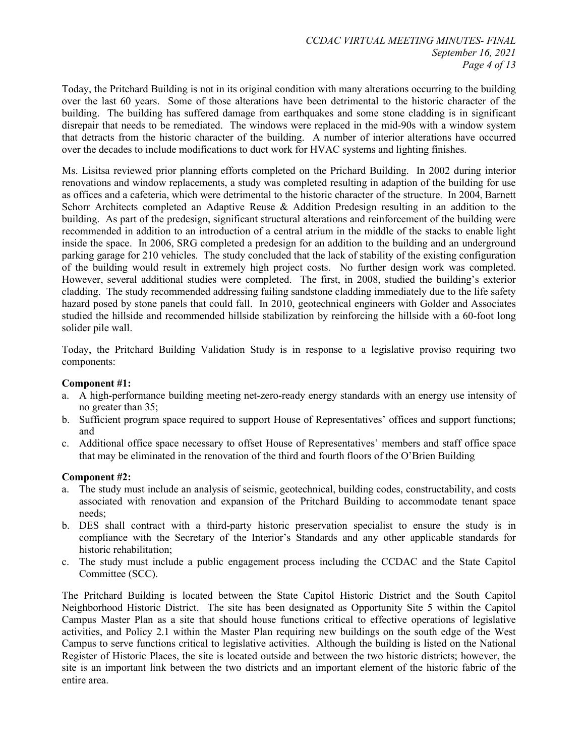Today, the Pritchard Building is not in its original condition with many alterations occurring to the building over the last 60 years. Some of those alterations have been detrimental to the historic character of the building. The building has suffered damage from earthquakes and some stone cladding is in significant disrepair that needs to be remediated. The windows were replaced in the mid-90s with a window system that detracts from the historic character of the building. A number of interior alterations have occurred over the decades to include modifications to duct work for HVAC systems and lighting finishes.

Ms. Lisitsa reviewed prior planning efforts completed on the Prichard Building. In 2002 during interior renovations and window replacements, a study was completed resulting in adaption of the building for use as offices and a cafeteria, which were detrimental to the historic character of the structure. In 2004, Barnett Schorr Architects completed an Adaptive Reuse & Addition Predesign resulting in an addition to the building. As part of the predesign, significant structural alterations and reinforcement of the building were recommended in addition to an introduction of a central atrium in the middle of the stacks to enable light inside the space. In 2006, SRG completed a predesign for an addition to the building and an underground parking garage for 210 vehicles. The study concluded that the lack of stability of the existing configuration of the building would result in extremely high project costs. No further design work was completed. However, several additional studies were completed. The first, in 2008, studied the building's exterior cladding. The study recommended addressing failing sandstone cladding immediately due to the life safety hazard posed by stone panels that could fall. In 2010, geotechnical engineers with Golder and Associates studied the hillside and recommended hillside stabilization by reinforcing the hillside with a 60-foot long solider pile wall.

Today, the Pritchard Building Validation Study is in response to a legislative proviso requiring two components:

**Component #1:**

a. A high-performance building meeting net-zero-ready energy standards with an energy use intensity of no greater than 35;
b. Sufficient program space required to support House of Representatives' offices and support functions; and
c. Additional office space necessary to offset House of Representatives' members and staff office space that may be eliminated in the renovation of the third and fourth floors of the O'Brien Building

**Component #2:**

a. The study must include an analysis of seismic, geotechnical, building codes, constructability, and costs associated with renovation and expansion of the Pritchard Building to accommodate tenant space needs;
b. DES shall contract with a third-party historic preservation specialist to ensure the study is in compliance with the Secretary of the Interior's Standards and any other applicable standards for historic rehabilitation;
c. The study must include a public engagement process including the CCDAC and the State Capitol Committee (SCC).

The Pritchard Building is located between the State Capitol Historic District and the South Capitol Neighborhood Historic District. The site has been designated as Opportunity Site 5 within the Capitol Campus Master Plan as a site that should house functions critical to effective operations of legislative activities, and Policy 2.1 within the Master Plan requiring new buildings on the south edge of the West Campus to serve functions critical to legislative activities. Although the building is listed on the National Register of Historic Places, the site is located outside and between the two historic districts; however, the site is an important link between the two districts and an important element of the historic fabric of the entire area.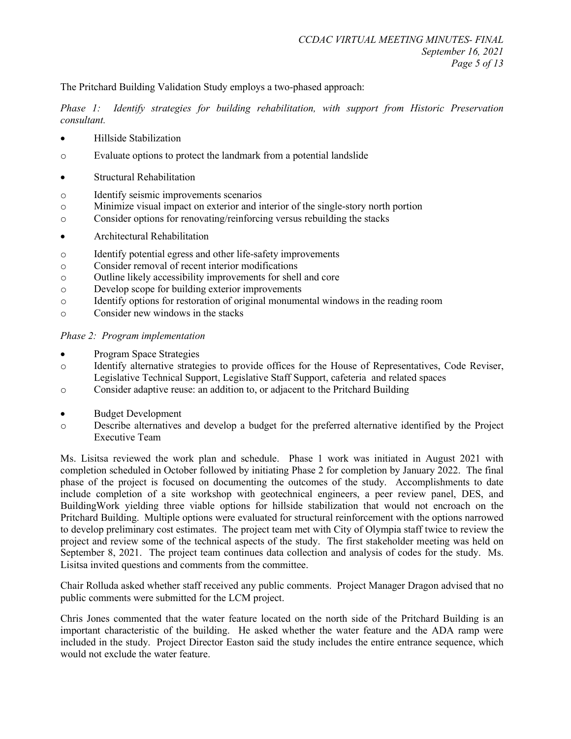The Pritchard Building Validation Study employs a two-phased approach:

*Phase 1: Identify strategies for building rehabilitation, with support from Historic Preservation consultant.*

- Hillside Stabilization
  - Evaluate options to protect the landmark from a potential landslide
- Structural Rehabilitation
  - Identify seismic improvements scenarios
  - Minimize visual impact on exterior and interior of the single-story north portion
  - Consider options for renovating/reinforcing versus rebuilding the stacks
- Architectural Rehabilitation
  - Identify potential egress and other life-safety improvements
  - Consider removal of recent interior modifications
  - Outline likely accessibility improvements for shell and core
  - Develop scope for building exterior improvements
  - Identify options for restoration of original monumental windows in the reading room
  - Consider new windows in the stacks

*Phase 2: Program implementation*

- Program Space Strategies
  - Identify alternative strategies to provide offices for the House of Representatives, Code Reviser, Legislative Technical Support, Legislative Staff Support, cafeteria and related spaces
  - Consider adaptive reuse: an addition to, or adjacent to the Pritchard Building
- Budget Development
  - Describe alternatives and develop a budget for the preferred alternative identified by the Project Executive Team

Ms. Lisitsa reviewed the work plan and schedule. Phase 1 work was initiated in August 2021 with completion scheduled in October followed by initiating Phase 2 for completion by January 2022. The final phase of the project is focused on documenting the outcomes of the study. Accomplishments to date include completion of a site workshop with geotechnical engineers, a peer review panel, DES, and BuildingWork yielding three viable options for hillside stabilization that would not encroach on the Pritchard Building. Multiple options were evaluated for structural reinforcement with the options narrowed to develop preliminary cost estimates. The project team met with City of Olympia staff twice to review the project and review some of the technical aspects of the study. The first stakeholder meeting was held on September 8, 2021. The project team continues data collection and analysis of codes for the study. Ms. Lisitsa invited questions and comments from the committee.

Chair Rolluda asked whether staff received any public comments. Project Manager Dragon advised that no public comments were submitted for the LCM project.

Chris Jones commented that the water feature located on the north side of the Pritchard Building is an important characteristic of the building. He asked whether the water feature and the ADA ramp were included in the study. Project Director Easton said the study includes the entire entrance sequence, which would not exclude the water feature.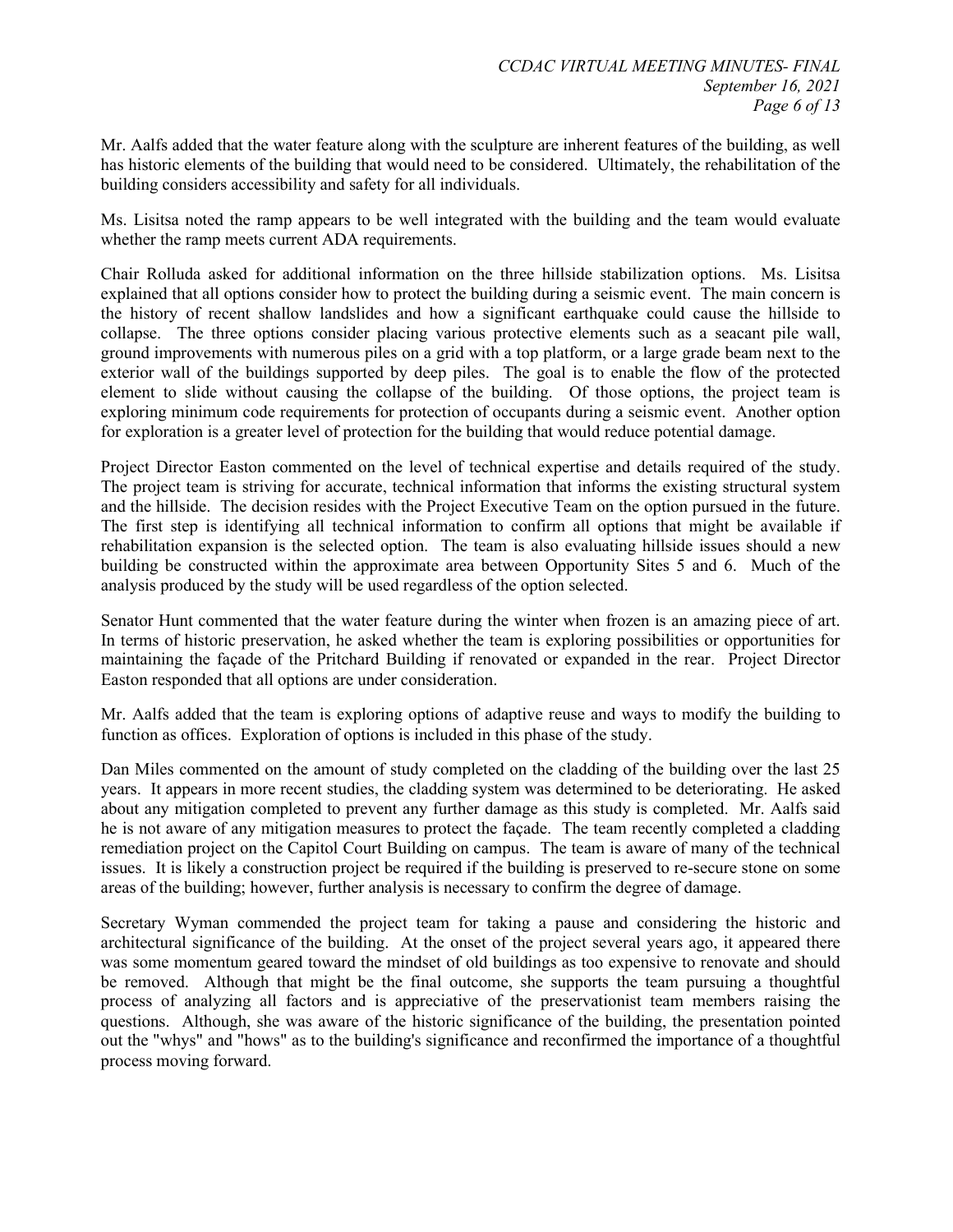Mr. Aalfs added that the water feature along with the sculpture are inherent features of the building, as well has historic elements of the building that would need to be considered. Ultimately, the rehabilitation of the building considers accessibility and safety for all individuals.

Ms. Lisitsa noted the ramp appears to be well integrated with the building and the team would evaluate whether the ramp meets current ADA requirements.

Chair Rolluda asked for additional information on the three hillside stabilization options. Ms. Lisitsa explained that all options consider how to protect the building during a seismic event. The main concern is the history of recent shallow landslides and how a significant earthquake could cause the hillside to collapse. The three options consider placing various protective elements such as a seacant pile wall, ground improvements with numerous piles on a grid with a top platform, or a large grade beam next to the exterior wall of the buildings supported by deep piles. The goal is to enable the flow of the protected element to slide without causing the collapse of the building. Of those options, the project team is exploring minimum code requirements for protection of occupants during a seismic event. Another option for exploration is a greater level of protection for the building that would reduce potential damage.

Project Director Easton commented on the level of technical expertise and details required of the study. The project team is striving for accurate, technical information that informs the existing structural system and the hillside. The decision resides with the Project Executive Team on the option pursued in the future. The first step is identifying all technical information to confirm all options that might be available if rehabilitation expansion is the selected option. The team is also evaluating hillside issues should a new building be constructed within the approximate area between Opportunity Sites 5 and 6. Much of the analysis produced by the study will be used regardless of the option selected.

Senator Hunt commented that the water feature during the winter when frozen is an amazing piece of art. In terms of historic preservation, he asked whether the team is exploring possibilities or opportunities for maintaining the façade of the Pritchard Building if renovated or expanded in the rear. Project Director Easton responded that all options are under consideration.

Mr. Aalfs added that the team is exploring options of adaptive reuse and ways to modify the building to function as offices. Exploration of options is included in this phase of the study.

Dan Miles commented on the amount of study completed on the cladding of the building over the last 25 years. It appears in more recent studies, the cladding system was determined to be deteriorating. He asked about any mitigation completed to prevent any further damage as this study is completed. Mr. Aalfs said he is not aware of any mitigation measures to protect the façade. The team recently completed a cladding remediation project on the Capitol Court Building on campus. The team is aware of many of the technical issues. It is likely a construction project be required if the building is preserved to re-secure stone on some areas of the building; however, further analysis is necessary to confirm the degree of damage.

Secretary Wyman commended the project team for taking a pause and considering the historic and architectural significance of the building. At the onset of the project several years ago, it appeared there was some momentum geared toward the mindset of old buildings as too expensive to renovate and should be removed. Although that might be the final outcome, she supports the team pursuing a thoughtful process of analyzing all factors and is appreciative of the preservationist team members raising the questions. Although, she was aware of the historic significance of the building, the presentation pointed out the "whys" and "hows" as to the building's significance and reconfirmed the importance of a thoughtful process moving forward.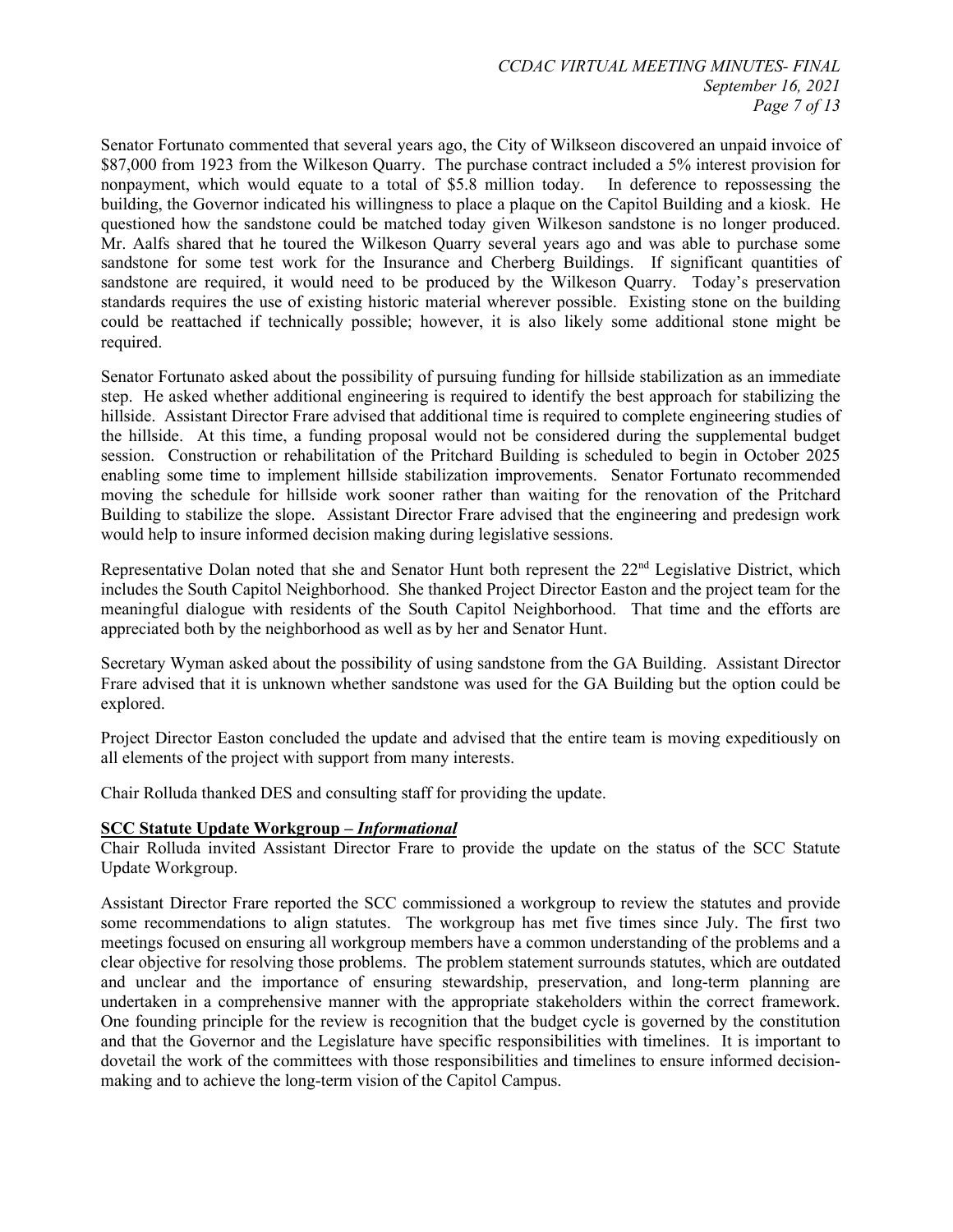Senator Fortunato commented that several years ago, the City of Wilkseon discovered an unpaid invoice of \$87,000 from 1923 from the Wilkeson Quarry. The purchase contract included a 5% interest provision for nonpayment, which would equate to a total of \$5.8 million today. In deference to repossessing the building, the Governor indicated his willingness to place a plaque on the Capitol Building and a kiosk. He questioned how the sandstone could be matched today given Wilkeson sandstone is no longer produced. Mr. Aalfs shared that he toured the Wilkeson Quarry several years ago and was able to purchase some sandstone for some test work for the Insurance and Cherberg Buildings. If significant quantities of sandstone are required, it would need to be produced by the Wilkeson Quarry. Today's preservation standards requires the use of existing historic material wherever possible. Existing stone on the building could be reattached if technically possible; however, it is also likely some additional stone might be required.

Senator Fortunato asked about the possibility of pursuing funding for hillside stabilization as an immediate step. He asked whether additional engineering is required to identify the best approach for stabilizing the hillside. Assistant Director Frare advised that additional time is required to complete engineering studies of the hillside. At this time, a funding proposal would not be considered during the supplemental budget session. Construction or rehabilitation of the Pritchard Building is scheduled to begin in October 2025 enabling some time to implement hillside stabilization improvements. Senator Fortunato recommended moving the schedule for hillside work sooner rather than waiting for the renovation of the Pritchard Building to stabilize the slope. Assistant Director Frare advised that the engineering and predesign work would help to insure informed decision making during legislative sessions.

Representative Dolan noted that she and Senator Hunt both represent the 22nd Legislative District, which includes the South Capitol Neighborhood. She thanked Project Director Easton and the project team for the meaningful dialogue with residents of the South Capitol Neighborhood. That time and the efforts are appreciated both by the neighborhood as well as by her and Senator Hunt.

Secretary Wyman asked about the possibility of using sandstone from the GA Building. Assistant Director Frare advised that it is unknown whether sandstone was used for the GA Building but the option could be explored.

Project Director Easton concluded the update and advised that the entire team is moving expeditiously on all elements of the project with support from many interests.

Chair Rolluda thanked DES and consulting staff for providing the update.

**SCC Statute Update Workgroup –** ***Informational***

Chair Rolluda invited Assistant Director Frare to provide the update on the status of the SCC Statute Update Workgroup.

Assistant Director Frare reported the SCC commissioned a workgroup to review the statutes and provide some recommendations to align statutes. The workgroup has met five times since July. The first two meetings focused on ensuring all workgroup members have a common understanding of the problems and a clear objective for resolving those problems. The problem statement surrounds statutes, which are outdated and unclear and the importance of ensuring stewardship, preservation, and long-term planning are undertaken in a comprehensive manner with the appropriate stakeholders within the correct framework. One founding principle for the review is recognition that the budget cycle is governed by the constitution and that the Governor and the Legislature have specific responsibilities with timelines. It is important to dovetail the work of the committees with those responsibilities and timelines to ensure informed decision-making and to achieve the long-term vision of the Capitol Campus.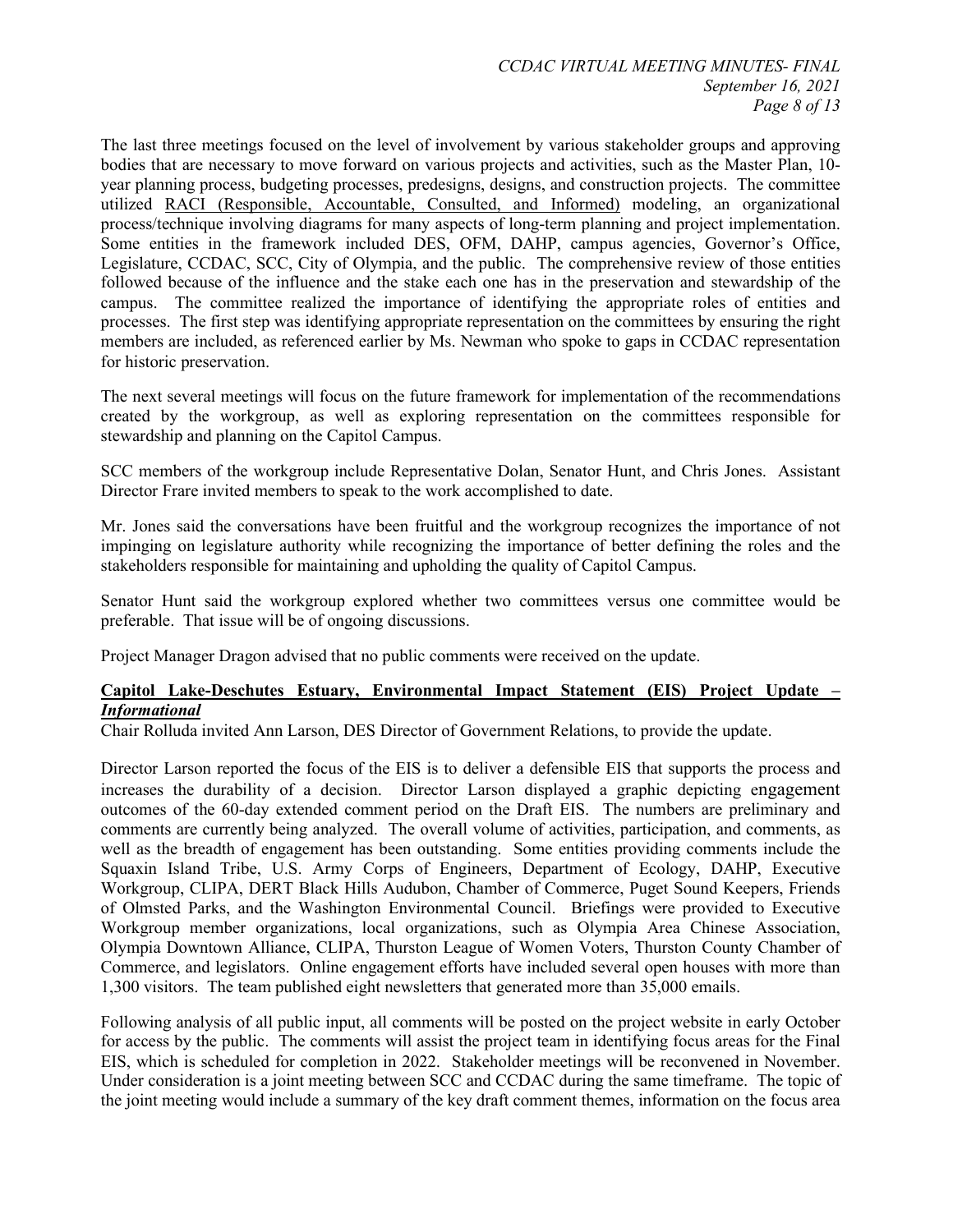The last three meetings focused on the level of involvement by various stakeholder groups and approving bodies that are necessary to move forward on various projects and activities, such as the Master Plan, 10-year planning process, budgeting processes, predesigns, designs, and construction projects. The committee utilized RACI (Responsible, Accountable, Consulted, and Informed) modeling, an organizational process/technique involving diagrams for many aspects of long-term planning and project implementation. Some entities in the framework included DES, OFM, DAHP, campus agencies, Governor's Office, Legislature, CCDAC, SCC, City of Olympia, and the public. The comprehensive review of those entities followed because of the influence and the stake each one has in the preservation and stewardship of the campus. The committee realized the importance of identifying the appropriate roles of entities and processes. The first step was identifying appropriate representation on the committees by ensuring the right members are included, as referenced earlier by Ms. Newman who spoke to gaps in CCDAC representation for historic preservation.

The next several meetings will focus on the future framework for implementation of the recommendations created by the workgroup, as well as exploring representation on the committees responsible for stewardship and planning on the Capitol Campus.

SCC members of the workgroup include Representative Dolan, Senator Hunt, and Chris Jones. Assistant Director Frare invited members to speak to the work accomplished to date.

Mr. Jones said the conversations have been fruitful and the workgroup recognizes the importance of not impinging on legislature authority while recognizing the importance of better defining the roles and the stakeholders responsible for maintaining and upholding the quality of Capitol Campus.

Senator Hunt said the workgroup explored whether two committees versus one committee would be preferable. That issue will be of ongoing discussions.

Project Manager Dragon advised that no public comments were received on the update.

**Capitol Lake-Deschutes Estuary, Environmental Impact Statement (EIS) Project Update – *Informational***

Chair Rolluda invited Ann Larson, DES Director of Government Relations, to provide the update.

Director Larson reported the focus of the EIS is to deliver a defensible EIS that supports the process and increases the durability of a decision. Director Larson displayed a graphic depicting engagement outcomes of the 60-day extended comment period on the Draft EIS. The numbers are preliminary and comments are currently being analyzed. The overall volume of activities, participation, and comments, as well as the breadth of engagement has been outstanding. Some entities providing comments include the Squaxin Island Tribe, U.S. Army Corps of Engineers, Department of Ecology, DAHP, Executive Workgroup, CLIPA, DERT Black Hills Audubon, Chamber of Commerce, Puget Sound Keepers, Friends of Olmsted Parks, and the Washington Environmental Council. Briefings were provided to Executive Workgroup member organizations, local organizations, such as Olympia Area Chinese Association, Olympia Downtown Alliance, CLIPA, Thurston League of Women Voters, Thurston County Chamber of Commerce, and legislators. Online engagement efforts have included several open houses with more than 1,300 visitors. The team published eight newsletters that generated more than 35,000 emails.

Following analysis of all public input, all comments will be posted on the project website in early October for access by the public. The comments will assist the project team in identifying focus areas for the Final EIS, which is scheduled for completion in 2022. Stakeholder meetings will be reconvened in November. Under consideration is a joint meeting between SCC and CCDAC during the same timeframe. The topic of the joint meeting would include a summary of the key draft comment themes, information on the focus area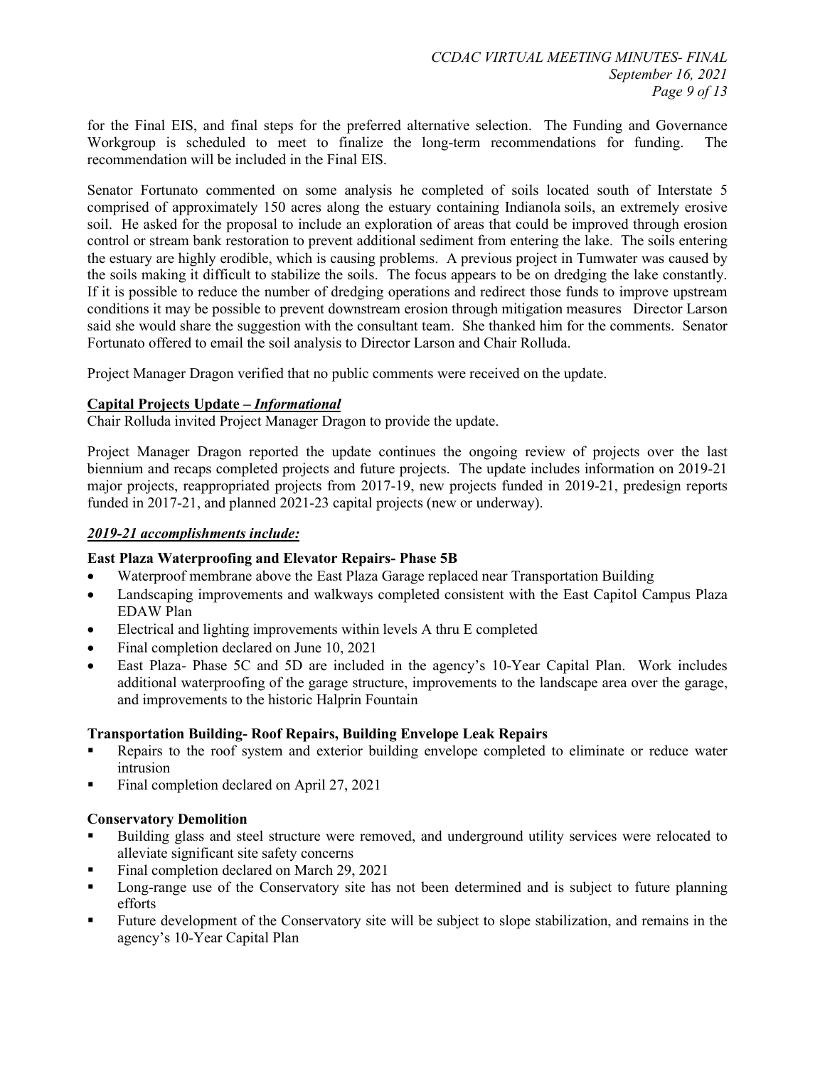for the Final EIS, and final steps for the preferred alternative selection. The Funding and Governance Workgroup is scheduled to meet to finalize the long-term recommendations for funding. The recommendation will be included in the Final EIS.

Senator Fortunato commented on some analysis he completed of soils located south of Interstate 5 comprised of approximately 150 acres along the estuary containing Indianola soils, an extremely erosive soil. He asked for the proposal to include an exploration of areas that could be improved through erosion control or stream bank restoration to prevent additional sediment from entering the lake. The soils entering the estuary are highly erodible, which is causing problems. A previous project in Tumwater was caused by the soils making it difficult to stabilize the soils. The focus appears to be on dredging the lake constantly. If it is possible to reduce the number of dredging operations and redirect those funds to improve upstream conditions it may be possible to prevent downstream erosion through mitigation measures Director Larson said she would share the suggestion with the consultant team. She thanked him for the comments. Senator Fortunato offered to email the soil analysis to Director Larson and Chair Rolluda.

Project Manager Dragon verified that no public comments were received on the update.

**Capital Projects Update – *Informational***

Chair Rolluda invited Project Manager Dragon to provide the update.

Project Manager Dragon reported the update continues the ongoing review of projects over the last biennium and recaps completed projects and future projects. The update includes information on 2019-21 major projects, reappropriated projects from 2017-19, new projects funded in 2019-21, predesign reports funded in 2017-21, and planned 2021-23 capital projects (new or underway).

***2019-21 accomplishments include:***

**East Plaza Waterproofing and Elevator Repairs- Phase 5B**

- Waterproof membrane above the East Plaza Garage replaced near Transportation Building
- Landscaping improvements and walkways completed consistent with the East Capitol Campus Plaza EDAW Plan
- Electrical and lighting improvements within levels A thru E completed
- Final completion declared on June 10, 2021
- East Plaza- Phase 5C and 5D are included in the agency's 10-Year Capital Plan. Work includes additional waterproofing of the garage structure, improvements to the landscape area over the garage, and improvements to the historic Halprin Fountain

**Transportation Building- Roof Repairs, Building Envelope Leak Repairs**

- Repairs to the roof system and exterior building envelope completed to eliminate or reduce water intrusion
- Final completion declared on April 27, 2021

**Conservatory Demolition**

- Building glass and steel structure were removed, and underground utility services were relocated to alleviate significant site safety concerns
- Final completion declared on March 29, 2021
- Long-range use of the Conservatory site has not been determined and is subject to future planning efforts
- Future development of the Conservatory site will be subject to slope stabilization, and remains in the agency's 10-Year Capital Plan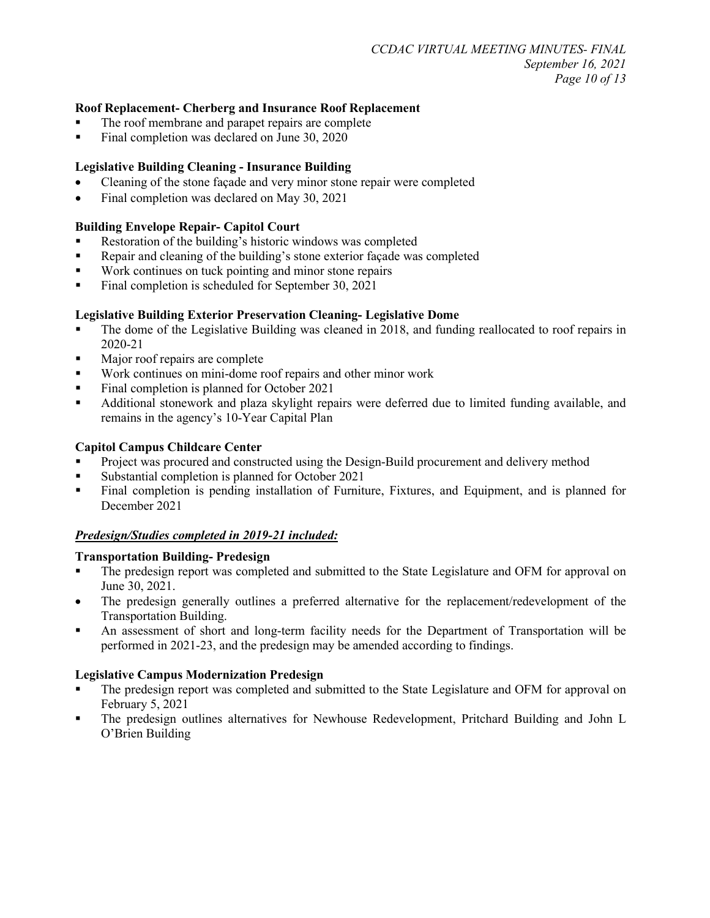**Roof Replacement- Cherberg and Insurance Roof Replacement**

- The roof membrane and parapet repairs are complete
- Final completion was declared on June 30, 2020

**Legislative Building Cleaning - Insurance Building**

- Cleaning of the stone façade and very minor stone repair were completed
- Final completion was declared on May 30, 2021

**Building Envelope Repair- Capitol Court**

- Restoration of the building's historic windows was completed
- Repair and cleaning of the building's stone exterior façade was completed
- Work continues on tuck pointing and minor stone repairs
- Final completion is scheduled for September 30, 2021

**Legislative Building Exterior Preservation Cleaning- Legislative Dome**

- The dome of the Legislative Building was cleaned in 2018, and funding reallocated to roof repairs in 2020-21
- Major roof repairs are complete
- Work continues on mini-dome roof repairs and other minor work
- Final completion is planned for October 2021
- Additional stonework and plaza skylight repairs were deferred due to limited funding available, and remains in the agency's 10-Year Capital Plan

**Capitol Campus Childcare Center**

- Project was procured and constructed using the Design-Build procurement and delivery method
- Substantial completion is planned for October 2021
- Final completion is pending installation of Furniture, Fixtures, and Equipment, and is planned for December 2021

***<u>Predesign/Studies completed in 2019-21 included:</u>***

**Transportation Building- Predesign**

- The predesign report was completed and submitted to the State Legislature and OFM for approval on June 30, 2021.
- The predesign generally outlines a preferred alternative for the replacement/redevelopment of the Transportation Building.
- An assessment of short and long-term facility needs for the Department of Transportation will be performed in 2021-23, and the predesign may be amended according to findings.

**Legislative Campus Modernization Predesign**

- The predesign report was completed and submitted to the State Legislature and OFM for approval on February 5, 2021
- The predesign outlines alternatives for Newhouse Redevelopment, Pritchard Building and John L O'Brien Building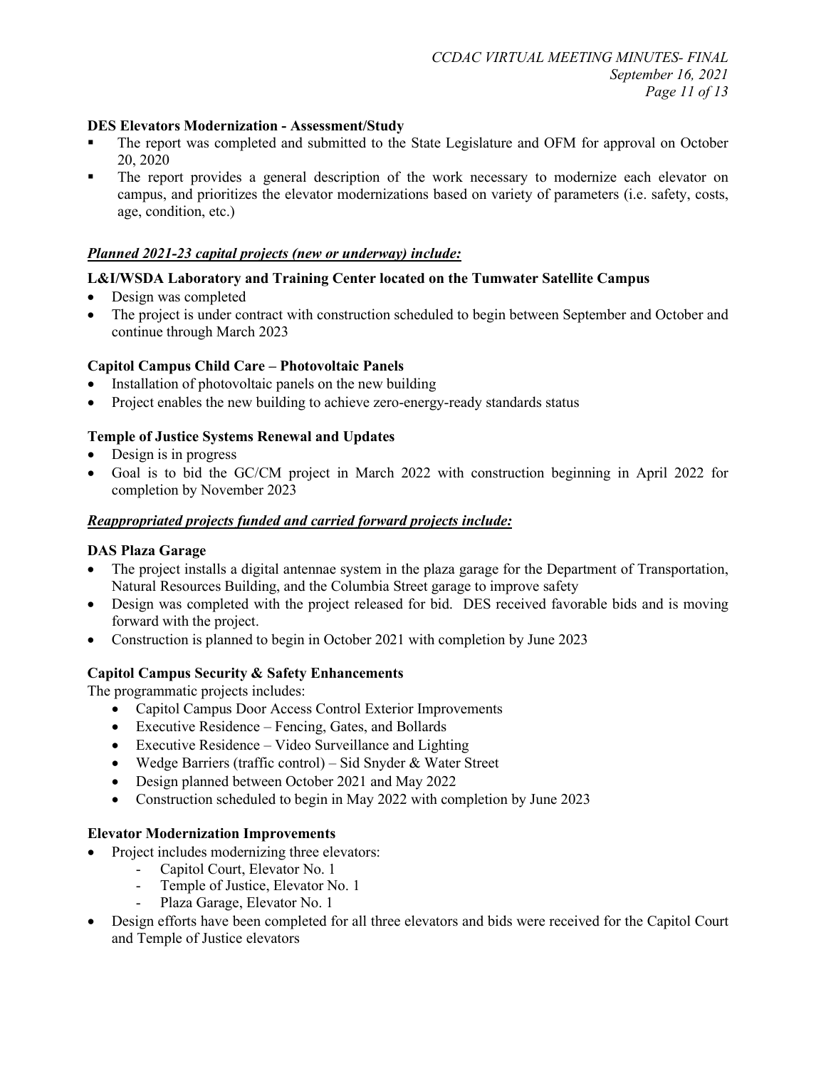**DES Elevators Modernization - Assessment/Study**

- The report was completed and submitted to the State Legislature and OFM for approval on October 20, 2020
- The report provides a general description of the work necessary to modernize each elevator on campus, and prioritizes the elevator modernizations based on variety of parameters (i.e. safety, costs, age, condition, etc.)

***Planned 2021-23 capital projects (new or underway) include:***

**L&I/WSDA Laboratory and Training Center located on the Tumwater Satellite Campus**

- Design was completed
- The project is under contract with construction scheduled to begin between September and October and continue through March 2023

**Capitol Campus Child Care – Photovoltaic Panels**

- Installation of photovoltaic panels on the new building
- Project enables the new building to achieve zero-energy-ready standards status

**Temple of Justice Systems Renewal and Updates**

- Design is in progress
- Goal is to bid the GC/CM project in March 2022 with construction beginning in April 2022 for completion by November 2023

***Reappropriated projects funded and carried forward projects include:***

**DAS Plaza Garage**

- The project installs a digital antennae system in the plaza garage for the Department of Transportation, Natural Resources Building, and the Columbia Street garage to improve safety
- Design was completed with the project released for bid. DES received favorable bids and is moving forward with the project.
- Construction is planned to begin in October 2021 with completion by June 2023

**Capitol Campus Security & Safety Enhancements**

The programmatic projects includes:

- Capitol Campus Door Access Control Exterior Improvements
- Executive Residence – Fencing, Gates, and Bollards
- Executive Residence – Video Surveillance and Lighting
- Wedge Barriers (traffic control) – Sid Snyder & Water Street
- Design planned between October 2021 and May 2022
- Construction scheduled to begin in May 2022 with completion by June 2023

**Elevator Modernization Improvements**

- Project includes modernizing three elevators:
  - Capitol Court, Elevator No. 1
  - Temple of Justice, Elevator No. 1
  - Plaza Garage, Elevator No. 1
- Design efforts have been completed for all three elevators and bids were received for the Capitol Court and Temple of Justice elevators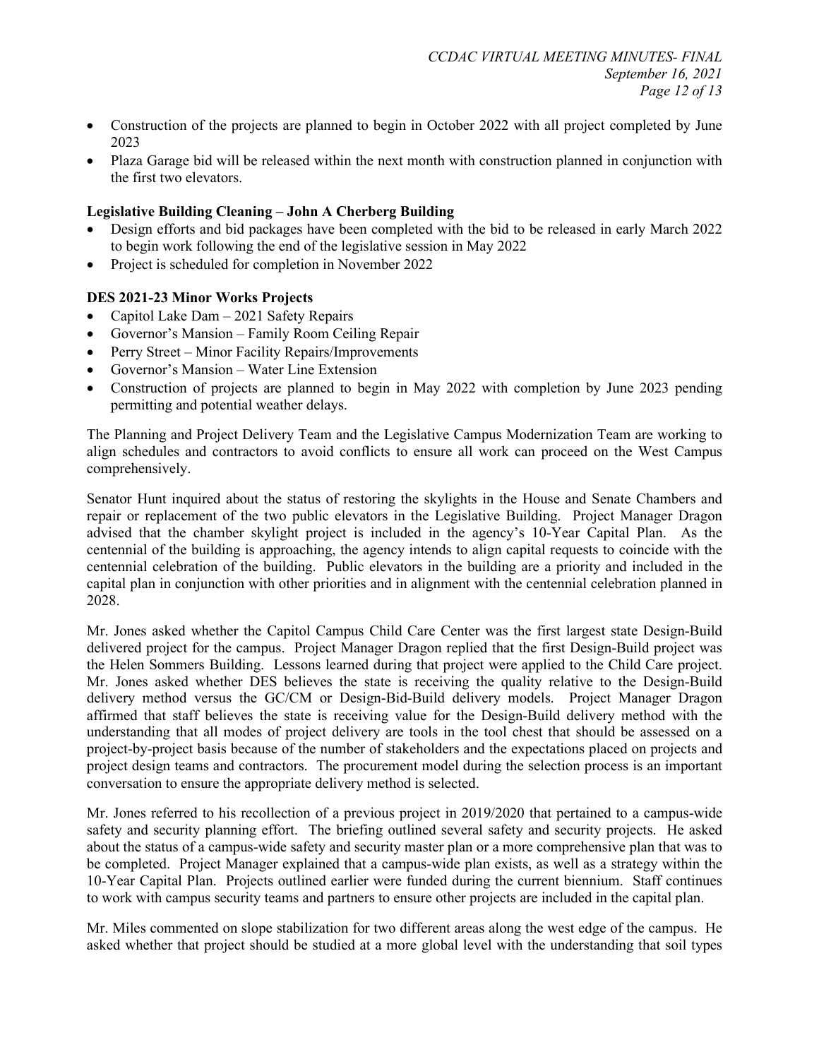- Construction of the projects are planned to begin in October 2022 with all project completed by June 2023
- Plaza Garage bid will be released within the next month with construction planned in conjunction with the first two elevators.

**Legislative Building Cleaning – John A Cherberg Building**

- Design efforts and bid packages have been completed with the bid to be released in early March 2022 to begin work following the end of the legislative session in May 2022
- Project is scheduled for completion in November 2022

**DES 2021-23 Minor Works Projects**

- Capitol Lake Dam – 2021 Safety Repairs
- Governor's Mansion – Family Room Ceiling Repair
- Perry Street – Minor Facility Repairs/Improvements
- Governor's Mansion – Water Line Extension
- Construction of projects are planned to begin in May 2022 with completion by June 2023 pending permitting and potential weather delays.

The Planning and Project Delivery Team and the Legislative Campus Modernization Team are working to align schedules and contractors to avoid conflicts to ensure all work can proceed on the West Campus comprehensively.

Senator Hunt inquired about the status of restoring the skylights in the House and Senate Chambers and repair or replacement of the two public elevators in the Legislative Building. Project Manager Dragon advised that the chamber skylight project is included in the agency's 10-Year Capital Plan. As the centennial of the building is approaching, the agency intends to align capital requests to coincide with the centennial celebration of the building. Public elevators in the building are a priority and included in the capital plan in conjunction with other priorities and in alignment with the centennial celebration planned in 2028.

Mr. Jones asked whether the Capitol Campus Child Care Center was the first largest state Design-Build delivered project for the campus. Project Manager Dragon replied that the first Design-Build project was the Helen Sommers Building. Lessons learned during that project were applied to the Child Care project. Mr. Jones asked whether DES believes the state is receiving the quality relative to the Design-Build delivery method versus the GC/CM or Design-Bid-Build delivery models. Project Manager Dragon affirmed that staff believes the state is receiving value for the Design-Build delivery method with the understanding that all modes of project delivery are tools in the tool chest that should be assessed on a project-by-project basis because of the number of stakeholders and the expectations placed on projects and project design teams and contractors. The procurement model during the selection process is an important conversation to ensure the appropriate delivery method is selected.

Mr. Jones referred to his recollection of a previous project in 2019/2020 that pertained to a campus-wide safety and security planning effort. The briefing outlined several safety and security projects. He asked about the status of a campus-wide safety and security master plan or a more comprehensive plan that was to be completed. Project Manager explained that a campus-wide plan exists, as well as a strategy within the 10-Year Capital Plan. Projects outlined earlier were funded during the current biennium. Staff continues to work with campus security teams and partners to ensure other projects are included in the capital plan.

Mr. Miles commented on slope stabilization for two different areas along the west edge of the campus. He asked whether that project should be studied at a more global level with the understanding that soil types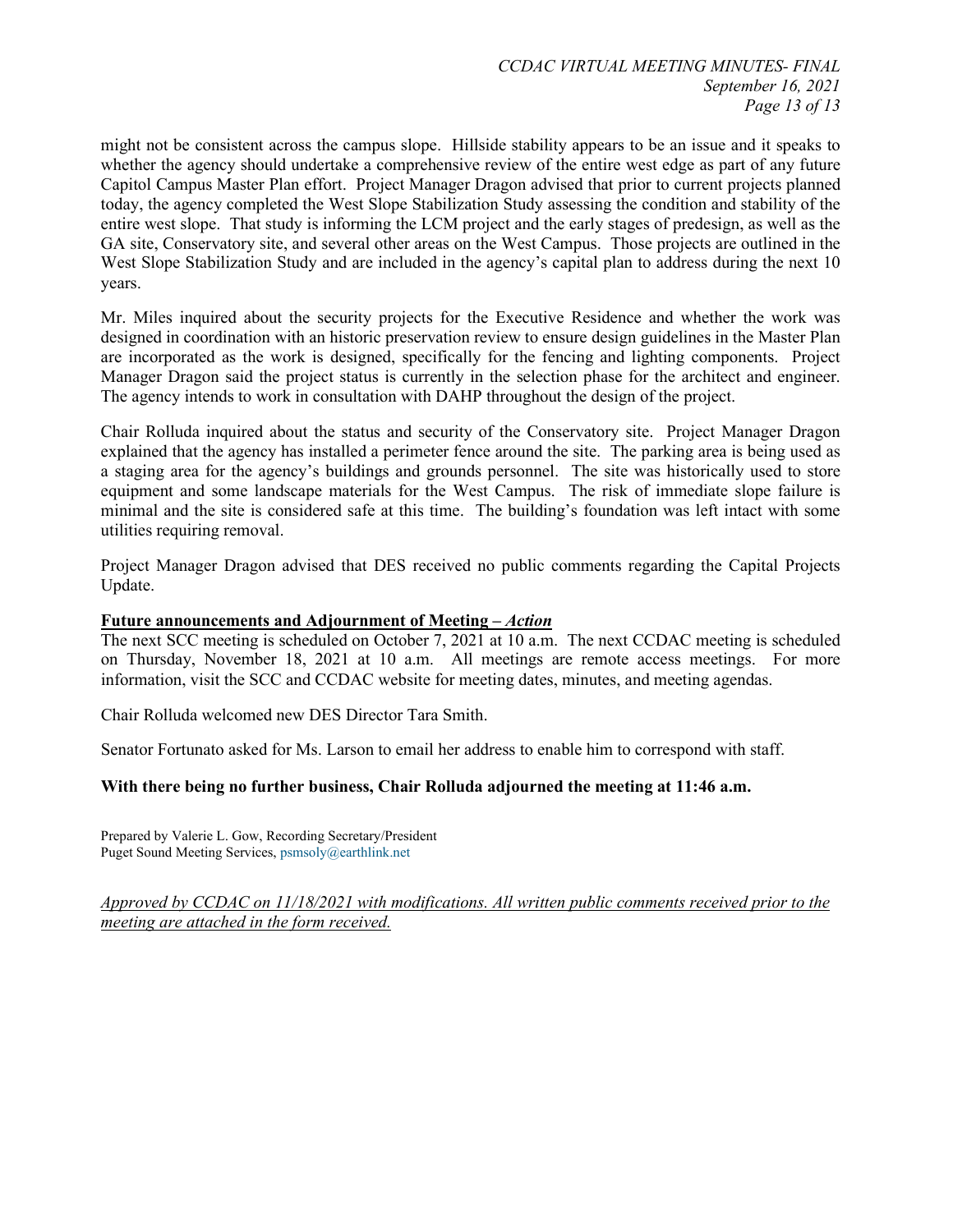might not be consistent across the campus slope. Hillside stability appears to be an issue and it speaks to whether the agency should undertake a comprehensive review of the entire west edge as part of any future Capitol Campus Master Plan effort. Project Manager Dragon advised that prior to current projects planned today, the agency completed the West Slope Stabilization Study assessing the condition and stability of the entire west slope. That study is informing the LCM project and the early stages of predesign, as well as the GA site, Conservatory site, and several other areas on the West Campus. Those projects are outlined in the West Slope Stabilization Study and are included in the agency's capital plan to address during the next 10 years.

Mr. Miles inquired about the security projects for the Executive Residence and whether the work was designed in coordination with an historic preservation review to ensure design guidelines in the Master Plan are incorporated as the work is designed, specifically for the fencing and lighting components. Project Manager Dragon said the project status is currently in the selection phase for the architect and engineer. The agency intends to work in consultation with DAHP throughout the design of the project.

Chair Rolluda inquired about the status and security of the Conservatory site. Project Manager Dragon explained that the agency has installed a perimeter fence around the site. The parking area is being used as a staging area for the agency's buildings and grounds personnel. The site was historically used to store equipment and some landscape materials for the West Campus. The risk of immediate slope failure is minimal and the site is considered safe at this time. The building's foundation was left intact with some utilities requiring removal.

Project Manager Dragon advised that DES received no public comments regarding the Capital Projects Update.

<u>**Future announcements and Adjournment of Meeting –** ***Action***</u>

The next SCC meeting is scheduled on October 7, 2021 at 10 a.m. The next CCDAC meeting is scheduled on Thursday, November 18, 2021 at 10 a.m. All meetings are remote access meetings. For more information, visit the SCC and CCDAC website for meeting dates, minutes, and meeting agendas.

Chair Rolluda welcomed new DES Director Tara Smith.

Senator Fortunato asked for Ms. Larson to email her address to enable him to correspond with staff.

**With there being no further business, Chair Rolluda adjourned the meeting at 11:46 a.m.**

Prepared by Valerie L. Gow, Recording Secretary/President
Puget Sound Meeting Services, psmsoly@earthlink.net

*<u>Approved by CCDAC on 11/18/2021 with modifications. All written public comments received prior to the meeting are attached in the form received.</u>*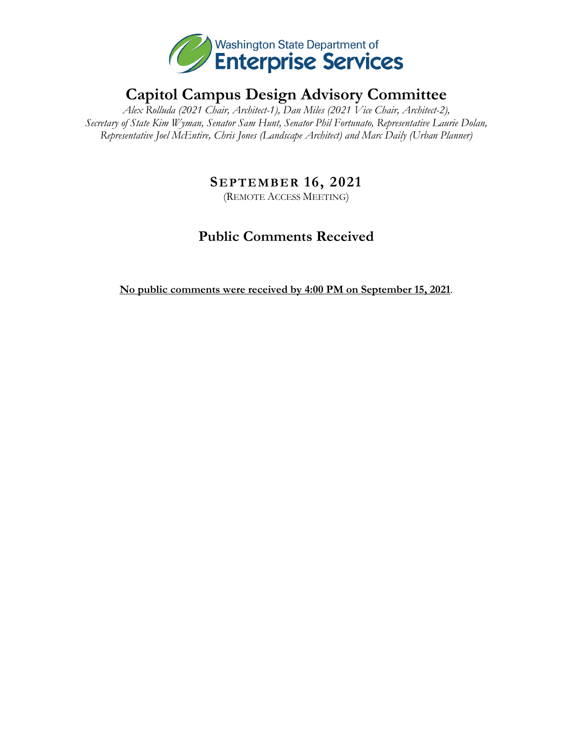Washington State Department of
Enterprise Services

# Capitol Campus Design Advisory Committee

*Alex Rolluda (2021 Chair, Architect-1), Dan Miles (2021 Vice Chair, Architect-2), Secretary of State Kim Wyman, Senator Sam Hunt, Senator Phil Fortunato, Representative Laurie Dolan, Representative Joel McEntire, Chris Jones (Landscape Architect) and Marc Daily (Urban Planner)*

## SEPTEMBER 16, 2021

(REMOTE ACCESS MEETING)

## Public Comments Received

**No public comments were received by 4:00 PM on September 15, 2021.**